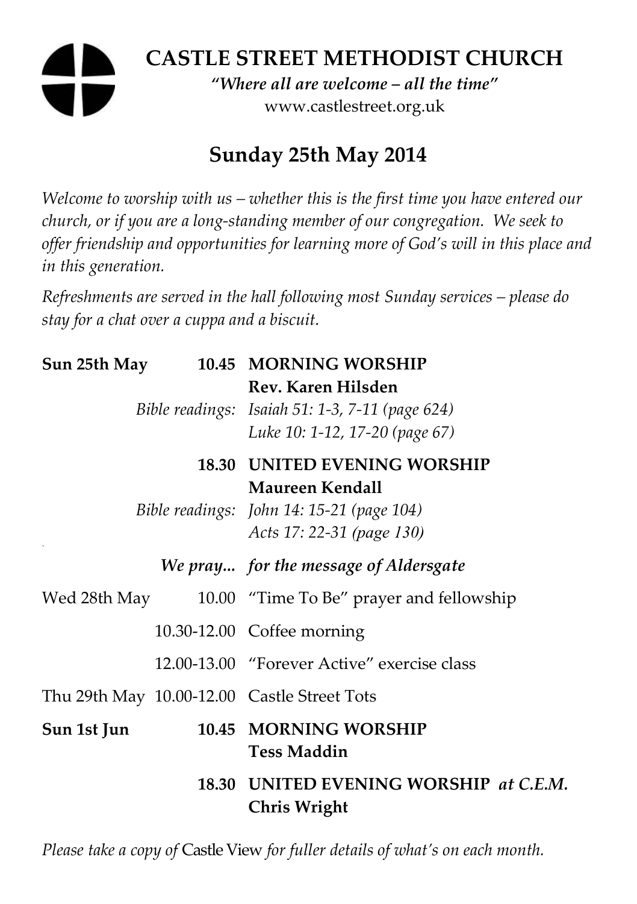# CASTLE STREET METHODIST CHURCH

*"Where all are welcome – all the time"*

www.castlestreet.org.uk

## Sunday 25th May 2014

*Welcome to worship with us – whether this is the first time you have entered our church, or if you are a long-standing member of our congregation. We seek to offer friendship and opportunities for learning more of God's will in this place and in this generation.*

*Refreshments are served in the hall following most Sunday services – please do stay for a chat over a cuppa and a biscuit.*

| | | |
|---|---|---|
| **Sun 25th May** | **10.45** | **MORNING WORSHIP** |
| | | **Rev. Karen Hilsden** |
| | *Bible readings:* | *Isaiah 51: 1-3, 7-11 (page 624)* |
| | | *Luke 10: 1-12, 17-20 (page 67)* |
| | **18.30** | **UNITED EVENING WORSHIP** |
| | | **Maureen Kendall** |
| | *Bible readings:* | *John 14: 15-21 (page 104)* |
| | | *Acts 17: 22-31 (page 130)* |
| | ***We pray...*** | ***for the message of Aldersgate*** |
| Wed 28th May | 10.00 | "Time To Be" prayer and fellowship |
| | 10.30-12.00 | Coffee morning |
| | 12.00-13.00 | "Forever Active" exercise class |
| Thu 29th May | 10.00-12.00 | Castle Street Tots |
| **Sun 1st Jun** | **10.45** | **MORNING WORSHIP** |
| | | **Tess Maddin** |
| | **18.30** | **UNITED EVENING WORSHIP** ***at C.E.M.*** |
| | | **Chris Wright** |

*Please take a copy of* Castle View *for fuller details of what's on each month.*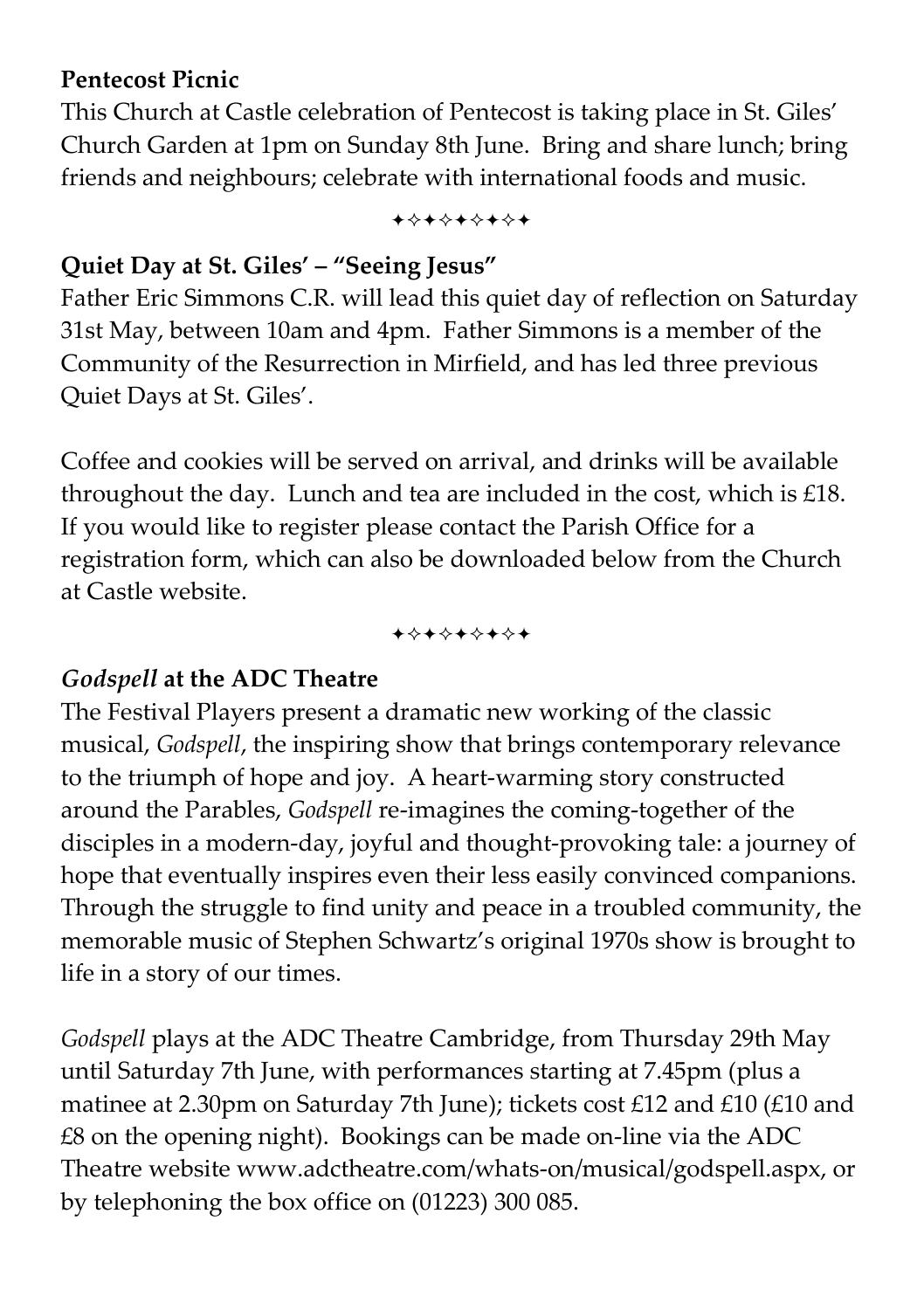**Pentecost Picnic**

This Church at Castle celebration of Pentecost is taking place in St. Giles' Church Garden at 1pm on Sunday 8th June. Bring and share lunch; bring friends and neighbours; celebrate with international foods and music.

✦✧✦✧✦✧✦✧✦

**Quiet Day at St. Giles' – "Seeing Jesus"**

Father Eric Simmons C.R. will lead this quiet day of reflection on Saturday 31st May, between 10am and 4pm. Father Simmons is a member of the Community of the Resurrection in Mirfield, and has led three previous Quiet Days at St. Giles'.

Coffee and cookies will be served on arrival, and drinks will be available throughout the day. Lunch and tea are included in the cost, which is £18. If you would like to register please contact the Parish Office for a registration form, which can also be downloaded below from the Church at Castle website.

✦✧✦✧✦✧✦✧✦

***Godspell* at the ADC Theatre**

The Festival Players present a dramatic new working of the classic musical, *Godspell*, the inspiring show that brings contemporary relevance to the triumph of hope and joy. A heart-warming story constructed around the Parables, *Godspell* re-imagines the coming-together of the disciples in a modern-day, joyful and thought-provoking tale: a journey of hope that eventually inspires even their less easily convinced companions. Through the struggle to find unity and peace in a troubled community, the memorable music of Stephen Schwartz's original 1970s show is brought to life in a story of our times.

*Godspell* plays at the ADC Theatre Cambridge, from Thursday 29th May until Saturday 7th June, with performances starting at 7.45pm (plus a matinee at 2.30pm on Saturday 7th June); tickets cost £12 and £10 (£10 and £8 on the opening night). Bookings can be made on-line via the ADC Theatre website www.adctheatre.com/whats-on/musical/godspell.aspx, or by telephoning the box office on (01223) 300 085.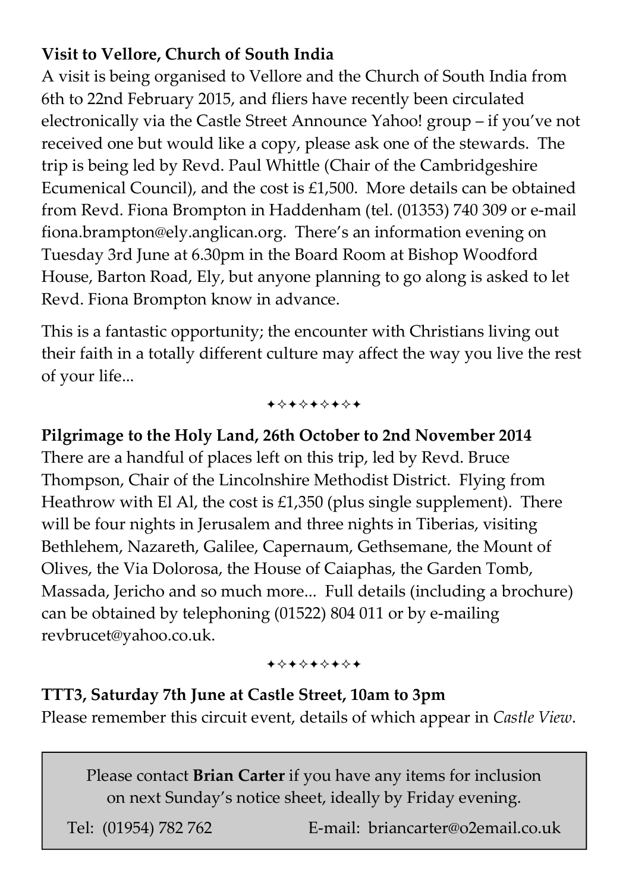**Visit to Vellore, Church of South India**

A visit is being organised to Vellore and the Church of South India from 6th to 22nd February 2015, and fliers have recently been circulated electronically via the Castle Street Announce Yahoo! group – if you've not received one but would like a copy, please ask one of the stewards. The trip is being led by Revd. Paul Whittle (Chair of the Cambridgeshire Ecumenical Council), and the cost is £1,500. More details can be obtained from Revd. Fiona Brompton in Haddenham (tel. (01353) 740 309 or e-mail fiona.brampton@ely.anglican.org. There's an information evening on Tuesday 3rd June at 6.30pm in the Board Room at Bishop Woodford House, Barton Road, Ely, but anyone planning to go along is asked to let Revd. Fiona Brompton know in advance.

This is a fantastic opportunity; the encounter with Christians living out their faith in a totally different culture may affect the way you live the rest of your life...

✦✧✦✧✦✧✦✧✦

**Pilgrimage to the Holy Land, 26th October to 2nd November 2014**

There are a handful of places left on this trip, led by Revd. Bruce Thompson, Chair of the Lincolnshire Methodist District. Flying from Heathrow with El Al, the cost is £1,350 (plus single supplement). There will be four nights in Jerusalem and three nights in Tiberias, visiting Bethlehem, Nazareth, Galilee, Capernaum, Gethsemane, the Mount of Olives, the Via Dolorosa, the House of Caiaphas, the Garden Tomb, Massada, Jericho and so much more... Full details (including a brochure) can be obtained by telephoning (01522) 804 011 or by e-mailing revbrucet@yahoo.co.uk.

✦✧✦✧✦✧✦✧✦

**TTT3, Saturday 7th June at Castle Street, 10am to 3pm**

Please remember this circuit event, details of which appear in *Castle View*.

Please contact **Brian Carter** if you have any items for inclusion on next Sunday's notice sheet, ideally by Friday evening.

Tel: (01954) 782 762 E-mail: briancarter@o2email.co.uk